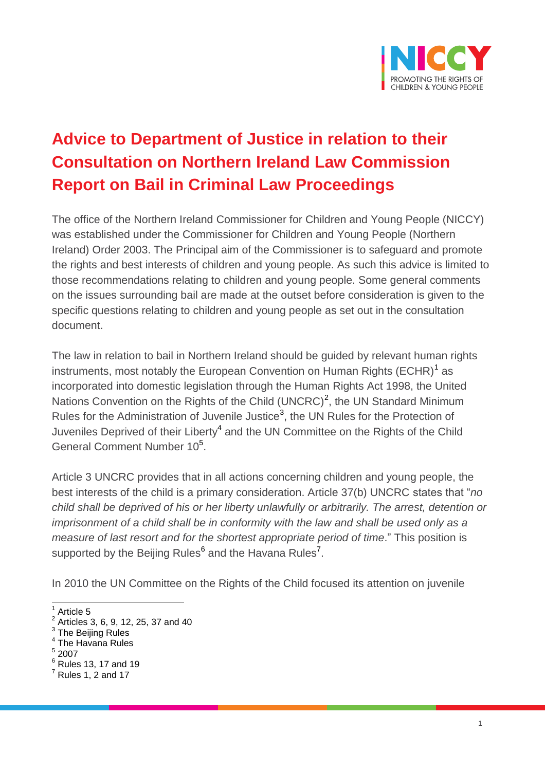# Advice to Department of Justice in relation to their Consultation on Northern Ireland Law Commission Report on Bail in Criminal Law Proceedings

The office of the Northern Ireland Commissioner for Children and Young People (NICCY) was established under the Commissioner for Children and Young People (Northern Ireland) Order 2003. The Principal aim of the Commissioner is to safeguard and promote the rights and best interests of children and young people. As such this advice is limited to those recommendations relating to children and young people. Some general comments on the issues surrounding bail are made at the outset before consideration is given to the specific questions relating to children and young people as set out in the consultation document.

The law in relation to bail in Northern Ireland should be guided by relevant human rights instruments, most notably the European Convention on Human Rights (ECHR)[1] as incorporated into domestic legislation through the Human Rights Act 1998, the United Nations Convention on the Rights of the Child (UNCRC)[2], the UN Standard Minimum Rules for the Administration of Juvenile Justice[3], the UN Rules for the Protection of Juveniles Deprived of their Liberty[4] and the UN Committee on the Rights of the Child General Comment Number 10[5].

Article 3 UNCRC provides that in all actions concerning children and young people, the best interests of the child is a primary consideration. Article 37(b) UNCRC states that "*no child shall be deprived of his or her liberty unlawfully or arbitrarily. The arrest, detention or imprisonment of a child shall be in conformity with the law and shall be used only as a measure of last resort and for the shortest appropriate period of time*." This position is supported by the Beijing Rules[6] and the Havana Rules[7].

In 2010 the UN Committee on the Rights of the Child focused its attention on juvenile

---

[1] Article 5

[2] Articles 3, 6, 9, 12, 25, 37 and 40

[3] The Beijing Rules

[4] The Havana Rules

[5] 2007

[6] Rules 13, 17 and 19

[7] Rules 1, 2 and 17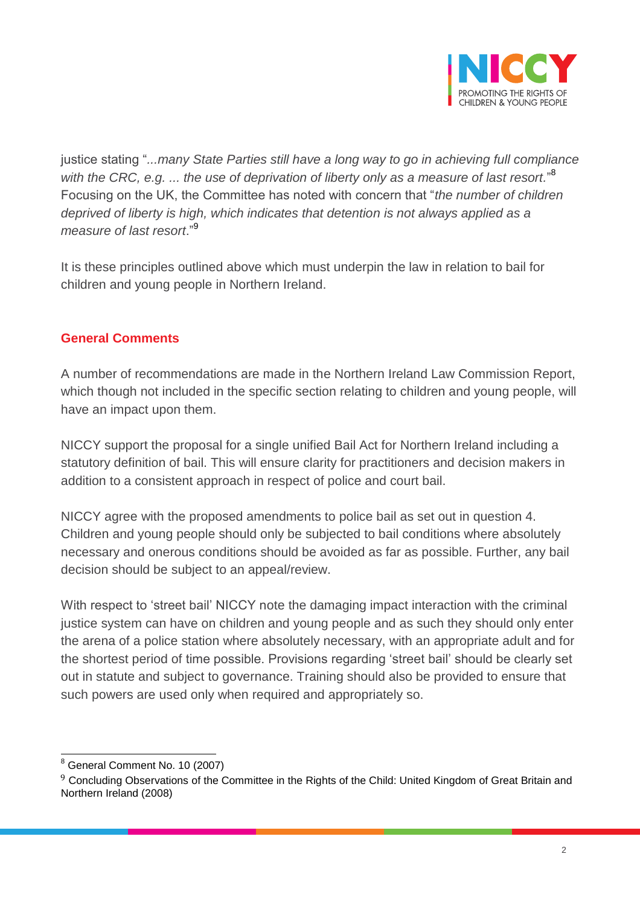justice stating "*...many State Parties still have a long way to go in achieving full compliance with the CRC, e.g. ... the use of deprivation of liberty only as a measure of last resort.*"[8] Focusing on the UK, the Committee has noted with concern that "*the number of children deprived of liberty is high, which indicates that detention is not always applied as a measure of last resort*."[9]

It is these principles outlined above which must underpin the law in relation to bail for children and young people in Northern Ireland.

## General Comments

A number of recommendations are made in the Northern Ireland Law Commission Report, which though not included in the specific section relating to children and young people, will have an impact upon them.

NICCY support the proposal for a single unified Bail Act for Northern Ireland including a statutory definition of bail. This will ensure clarity for practitioners and decision makers in addition to a consistent approach in respect of police and court bail.

NICCY agree with the proposed amendments to police bail as set out in question 4. Children and young people should only be subjected to bail conditions where absolutely necessary and onerous conditions should be avoided as far as possible. Further, any bail decision should be subject to an appeal/review.

With respect to 'street bail' NICCY note the damaging impact interaction with the criminal justice system can have on children and young people and as such they should only enter the arena of a police station where absolutely necessary, with an appropriate adult and for the shortest period of time possible. Provisions regarding 'street bail' should be clearly set out in statute and subject to governance. Training should also be provided to ensure that such powers are used only when required and appropriately so.

---

[8] General Comment No. 10 (2007)

[9] Concluding Observations of the Committee in the Rights of the Child: United Kingdom of Great Britain and Northern Ireland (2008)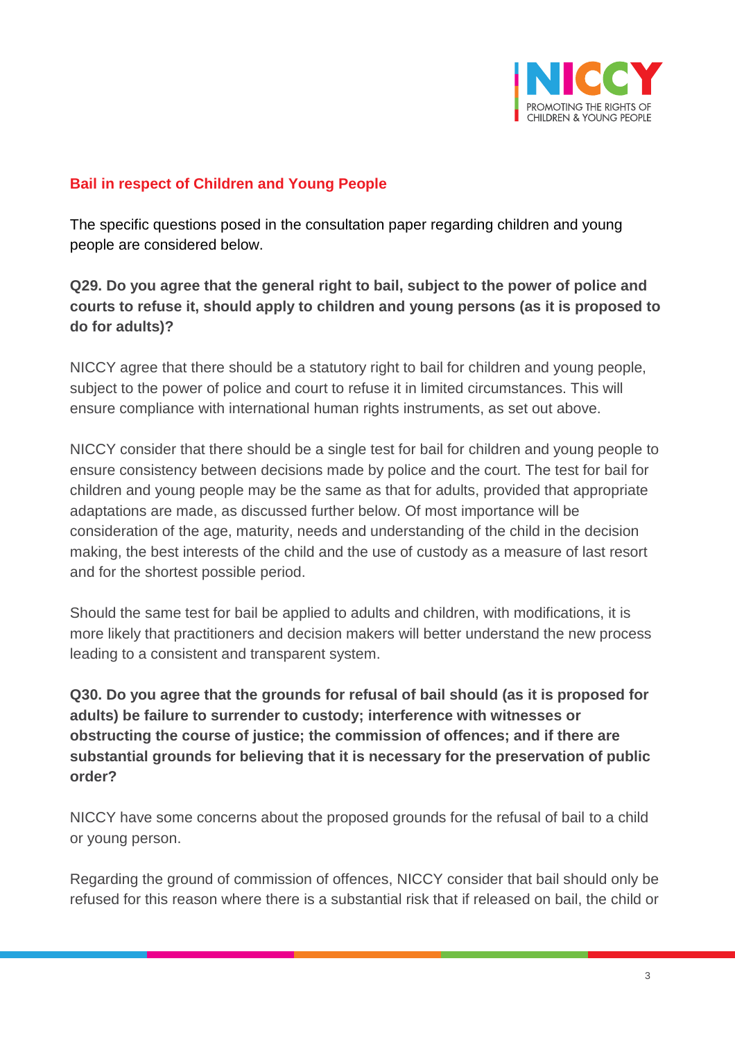## Bail in respect of Children and Young People

The specific questions posed in the consultation paper regarding children and young people are considered below.

**Q29. Do you agree that the general right to bail, subject to the power of police and courts to refuse it, should apply to children and young persons (as it is proposed to do for adults)?**

NICCY agree that there should be a statutory right to bail for children and young people, subject to the power of police and court to refuse it in limited circumstances. This will ensure compliance with international human rights instruments, as set out above.

NICCY consider that there should be a single test for bail for children and young people to ensure consistency between decisions made by police and the court. The test for bail for children and young people may be the same as that for adults, provided that appropriate adaptations are made, as discussed further below. Of most importance will be consideration of the age, maturity, needs and understanding of the child in the decision making, the best interests of the child and the use of custody as a measure of last resort and for the shortest possible period.

Should the same test for bail be applied to adults and children, with modifications, it is more likely that practitioners and decision makers will better understand the new process leading to a consistent and transparent system.

**Q30. Do you agree that the grounds for refusal of bail should (as it is proposed for adults) be failure to surrender to custody; interference with witnesses or obstructing the course of justice; the commission of offences; and if there are substantial grounds for believing that it is necessary for the preservation of public order?**

NICCY have some concerns about the proposed grounds for the refusal of bail to a child or young person.

Regarding the ground of commission of offences, NICCY consider that bail should only be refused for this reason where there is a substantial risk that if released on bail, the child or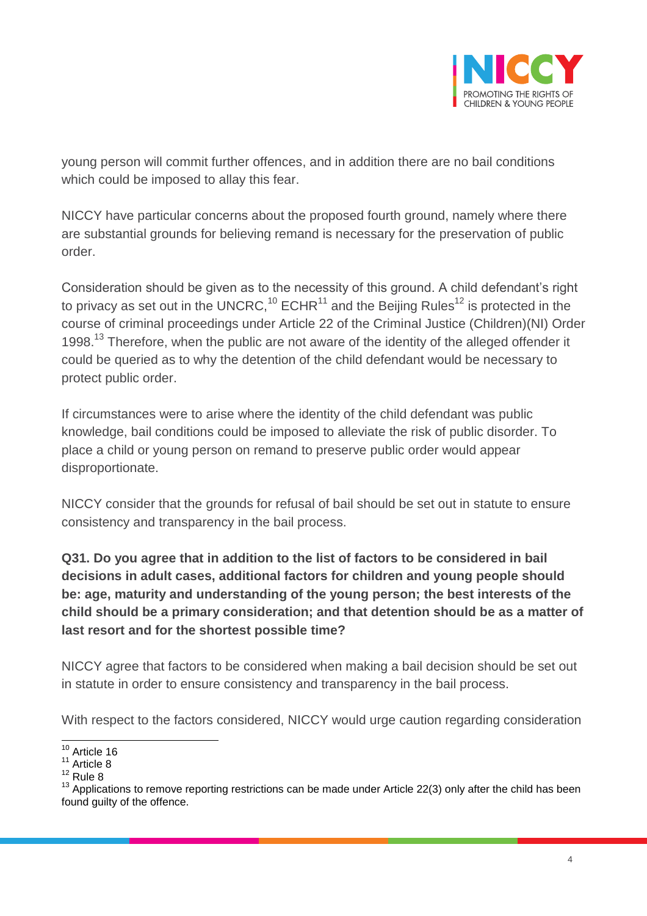young person will commit further offences, and in addition there are no bail conditions which could be imposed to allay this fear.

NICCY have particular concerns about the proposed fourth ground, namely where there are substantial grounds for believing remand is necessary for the preservation of public order.

Consideration should be given as to the necessity of this ground. A child defendant's right to privacy as set out in the UNCRC,[10] ECHR[11] and the Beijing Rules[12] is protected in the course of criminal proceedings under Article 22 of the Criminal Justice (Children)(NI) Order 1998.[13] Therefore, when the public are not aware of the identity of the alleged offender it could be queried as to why the detention of the child defendant would be necessary to protect public order.

If circumstances were to arise where the identity of the child defendant was public knowledge, bail conditions could be imposed to alleviate the risk of public disorder. To place a child or young person on remand to preserve public order would appear disproportionate.

NICCY consider that the grounds for refusal of bail should be set out in statute to ensure consistency and transparency in the bail process.

**Q31. Do you agree that in addition to the list of factors to be considered in bail decisions in adult cases, additional factors for children and young people should be: age, maturity and understanding of the young person; the best interests of the child should be a primary consideration; and that detention should be as a matter of last resort and for the shortest possible time?**

NICCY agree that factors to be considered when making a bail decision should be set out in statute in order to ensure consistency and transparency in the bail process.

With respect to the factors considered, NICCY would urge caution regarding consideration

---

[10] Article 16
[11] Article 8
[12] Rule 8
[13] Applications to remove reporting restrictions can be made under Article 22(3) only after the child has been found guilty of the offence.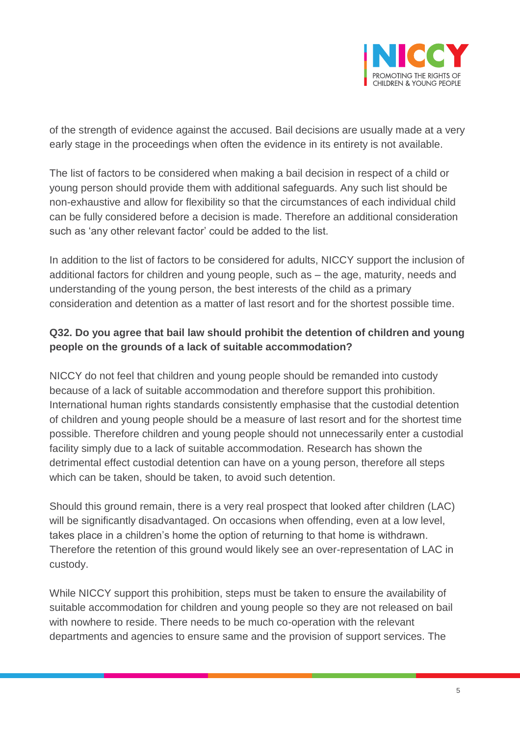of the strength of evidence against the accused. Bail decisions are usually made at a very early stage in the proceedings when often the evidence in its entirety is not available.

The list of factors to be considered when making a bail decision in respect of a child or young person should provide them with additional safeguards. Any such list should be non-exhaustive and allow for flexibility so that the circumstances of each individual child can be fully considered before a decision is made. Therefore an additional consideration such as 'any other relevant factor' could be added to the list.

In addition to the list of factors to be considered for adults, NICCY support the inclusion of additional factors for children and young people, such as – the age, maturity, needs and understanding of the young person, the best interests of the child as a primary consideration and detention as a matter of last resort and for the shortest possible time.

**Q32. Do you agree that bail law should prohibit the detention of children and young people on the grounds of a lack of suitable accommodation?**

NICCY do not feel that children and young people should be remanded into custody because of a lack of suitable accommodation and therefore support this prohibition. International human rights standards consistently emphasise that the custodial detention of children and young people should be a measure of last resort and for the shortest time possible. Therefore children and young people should not unnecessarily enter a custodial facility simply due to a lack of suitable accommodation. Research has shown the detrimental effect custodial detention can have on a young person, therefore all steps which can be taken, should be taken, to avoid such detention.

Should this ground remain, there is a very real prospect that looked after children (LAC) will be significantly disadvantaged. On occasions when offending, even at a low level, takes place in a children's home the option of returning to that home is withdrawn. Therefore the retention of this ground would likely see an over-representation of LAC in custody.

While NICCY support this prohibition, steps must be taken to ensure the availability of suitable accommodation for children and young people so they are not released on bail with nowhere to reside. There needs to be much co-operation with the relevant departments and agencies to ensure same and the provision of support services. The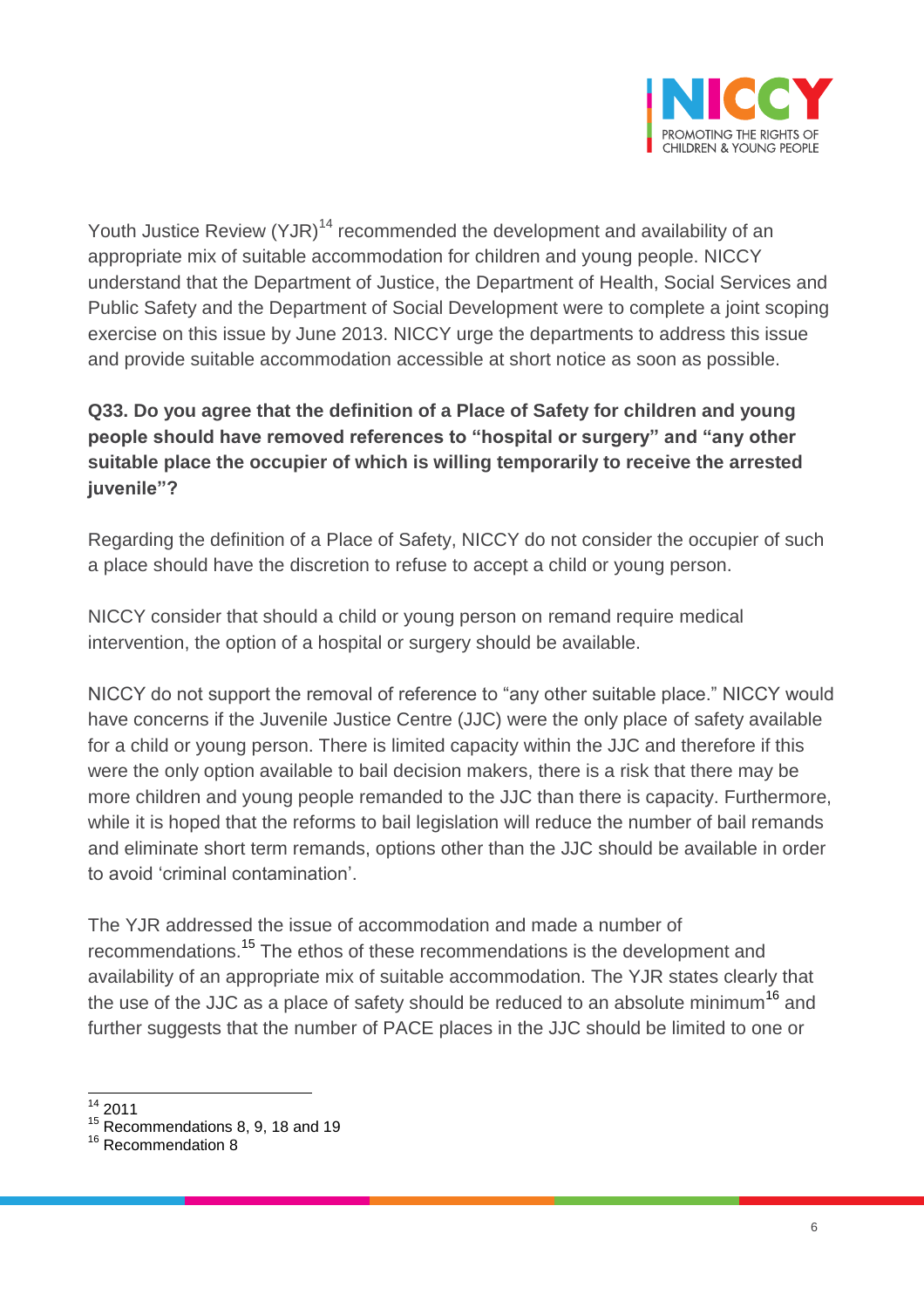Youth Justice Review (YJR)[14] recommended the development and availability of an appropriate mix of suitable accommodation for children and young people. NICCY understand that the Department of Justice, the Department of Health, Social Services and Public Safety and the Department of Social Development were to complete a joint scoping exercise on this issue by June 2013. NICCY urge the departments to address this issue and provide suitable accommodation accessible at short notice as soon as possible.

**Q33. Do you agree that the definition of a Place of Safety for children and young people should have removed references to "hospital or surgery" and "any other suitable place the occupier of which is willing temporarily to receive the arrested juvenile"?**

Regarding the definition of a Place of Safety, NICCY do not consider the occupier of such a place should have the discretion to refuse to accept a child or young person.

NICCY consider that should a child or young person on remand require medical intervention, the option of a hospital or surgery should be available.

NICCY do not support the removal of reference to "any other suitable place." NICCY would have concerns if the Juvenile Justice Centre (JJC) were the only place of safety available for a child or young person. There is limited capacity within the JJC and therefore if this were the only option available to bail decision makers, there is a risk that there may be more children and young people remanded to the JJC than there is capacity. Furthermore, while it is hoped that the reforms to bail legislation will reduce the number of bail remands and eliminate short term remands, options other than the JJC should be available in order to avoid 'criminal contamination'.

The YJR addressed the issue of accommodation and made a number of recommendations.[15] The ethos of these recommendations is the development and availability of an appropriate mix of suitable accommodation. The YJR states clearly that the use of the JJC as a place of safety should be reduced to an absolute minimum[16] and further suggests that the number of PACE places in the JJC should be limited to one or

---

[14] 2011
[15] Recommendations 8, 9, 18 and 19
[16] Recommendation 8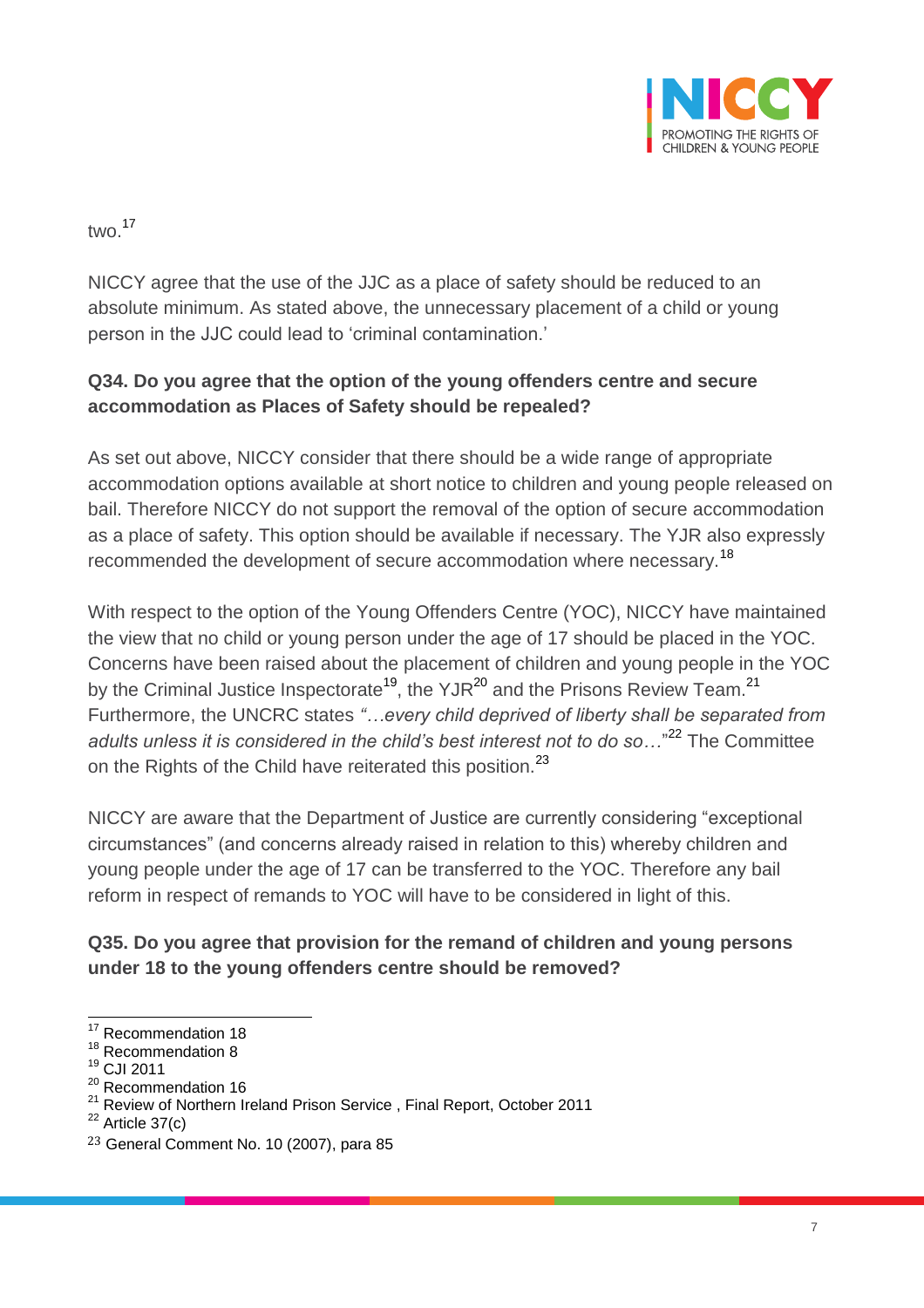two.[17]

NICCY agree that the use of the JJC as a place of safety should be reduced to an absolute minimum. As stated above, the unnecessary placement of a child or young person in the JJC could lead to 'criminal contamination.'

**Q34. Do you agree that the option of the young offenders centre and secure accommodation as Places of Safety should be repealed?**

As set out above, NICCY consider that there should be a wide range of appropriate accommodation options available at short notice to children and young people released on bail. Therefore NICCY do not support the removal of the option of secure accommodation as a place of safety. This option should be available if necessary. The YJR also expressly recommended the development of secure accommodation where necessary.[18]

With respect to the option of the Young Offenders Centre (YOC), NICCY have maintained the view that no child or young person under the age of 17 should be placed in the YOC. Concerns have been raised about the placement of children and young people in the YOC by the Criminal Justice Inspectorate[19], the YJR[20] and the Prisons Review Team.[21] Furthermore, the UNCRC states *"…every child deprived of liberty shall be separated from adults unless it is considered in the child's best interest not to do so…"*[22] The Committee on the Rights of the Child have reiterated this position.[23]

NICCY are aware that the Department of Justice are currently considering "exceptional circumstances" (and concerns already raised in relation to this) whereby children and young people under the age of 17 can be transferred to the YOC. Therefore any bail reform in respect of remands to YOC will have to be considered in light of this.

**Q35. Do you agree that provision for the remand of children and young persons under 18 to the young offenders centre should be removed?**

---

[17] Recommendation 18
[18] Recommendation 8
[19] CJI 2011
[20] Recommendation 16
[21] Review of Northern Ireland Prison Service , Final Report, October 2011
[22] Article 37(c)
[23] General Comment No. 10 (2007), para 85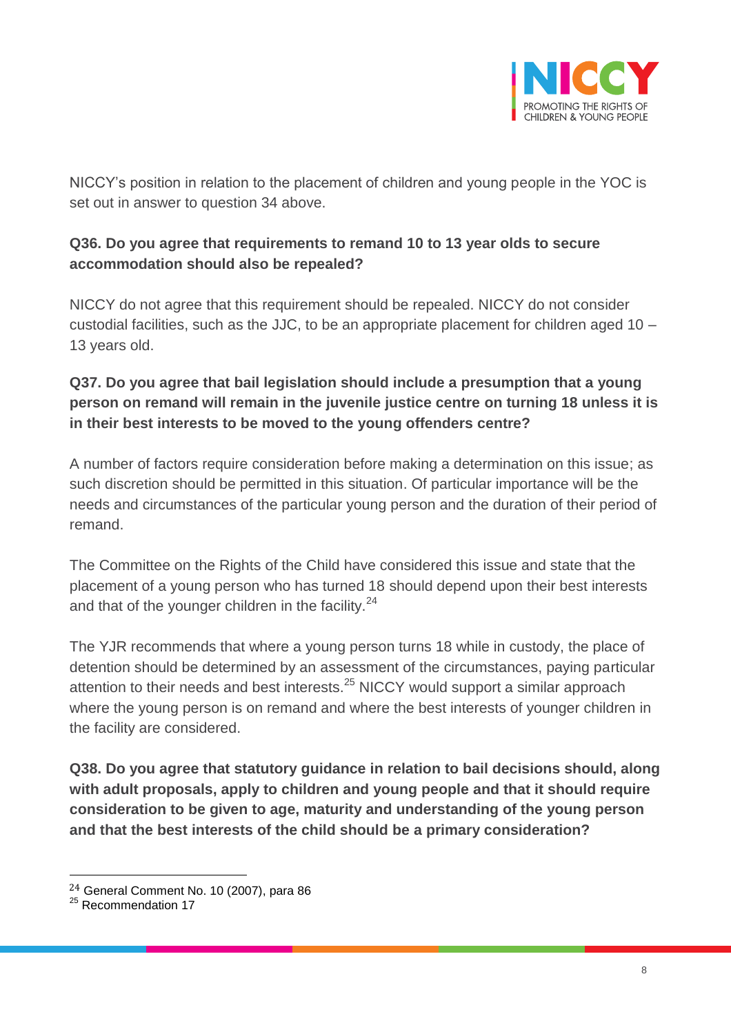NICCY's position in relation to the placement of children and young people in the YOC is set out in answer to question 34 above.

**Q36. Do you agree that requirements to remand 10 to 13 year olds to secure accommodation should also be repealed?**

NICCY do not agree that this requirement should be repealed. NICCY do not consider custodial facilities, such as the JJC, to be an appropriate placement for children aged 10 – 13 years old.

**Q37. Do you agree that bail legislation should include a presumption that a young person on remand will remain in the juvenile justice centre on turning 18 unless it is in their best interests to be moved to the young offenders centre?**

A number of factors require consideration before making a determination on this issue; as such discretion should be permitted in this situation. Of particular importance will be the needs and circumstances of the particular young person and the duration of their period of remand.

The Committee on the Rights of the Child have considered this issue and state that the placement of a young person who has turned 18 should depend upon their best interests and that of the younger children in the facility.[24]

The YJR recommends that where a young person turns 18 while in custody, the place of detention should be determined by an assessment of the circumstances, paying particular attention to their needs and best interests.[25] NICCY would support a similar approach where the young person is on remand and where the best interests of younger children in the facility are considered.

**Q38. Do you agree that statutory guidance in relation to bail decisions should, along with adult proposals, apply to children and young people and that it should require consideration to be given to age, maturity and understanding of the young person and that the best interests of the child should be a primary consideration?**

---

[24] General Comment No. 10 (2007), para 86

[25] Recommendation 17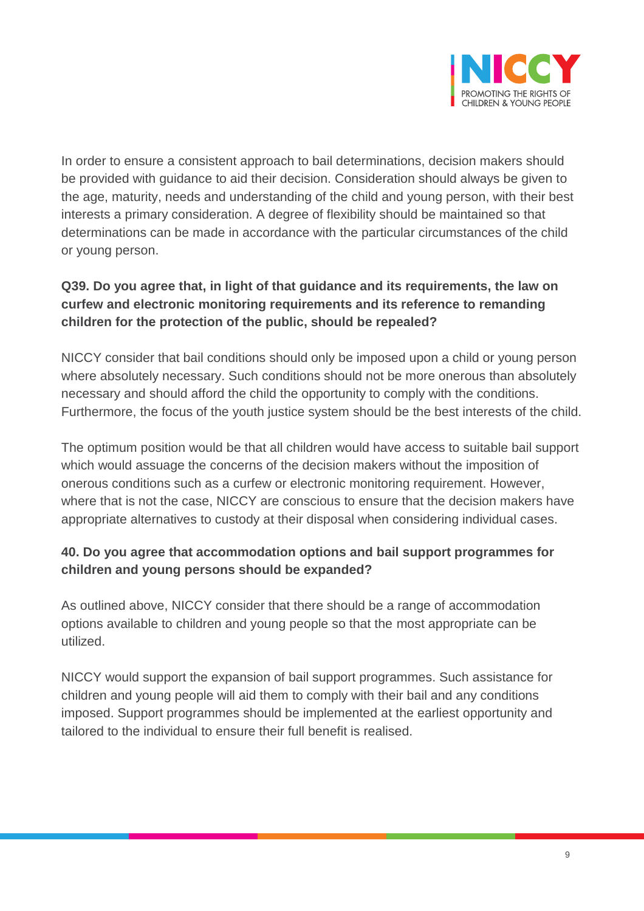In order to ensure a consistent approach to bail determinations, decision makers should be provided with guidance to aid their decision. Consideration should always be given to the age, maturity, needs and understanding of the child and young person, with their best interests a primary consideration. A degree of flexibility should be maintained so that determinations can be made in accordance with the particular circumstances of the child or young person.

**Q39. Do you agree that, in light of that guidance and its requirements, the law on curfew and electronic monitoring requirements and its reference to remanding children for the protection of the public, should be repealed?**

NICCY consider that bail conditions should only be imposed upon a child or young person where absolutely necessary. Such conditions should not be more onerous than absolutely necessary and should afford the child the opportunity to comply with the conditions. Furthermore, the focus of the youth justice system should be the best interests of the child.

The optimum position would be that all children would have access to suitable bail support which would assuage the concerns of the decision makers without the imposition of onerous conditions such as a curfew or electronic monitoring requirement. However, where that is not the case, NICCY are conscious to ensure that the decision makers have appropriate alternatives to custody at their disposal when considering individual cases.

**40. Do you agree that accommodation options and bail support programmes for children and young persons should be expanded?**

As outlined above, NICCY consider that there should be a range of accommodation options available to children and young people so that the most appropriate can be utilized.

NICCY would support the expansion of bail support programmes. Such assistance for children and young people will aid them to comply with their bail and any conditions imposed. Support programmes should be implemented at the earliest opportunity and tailored to the individual to ensure their full benefit is realised.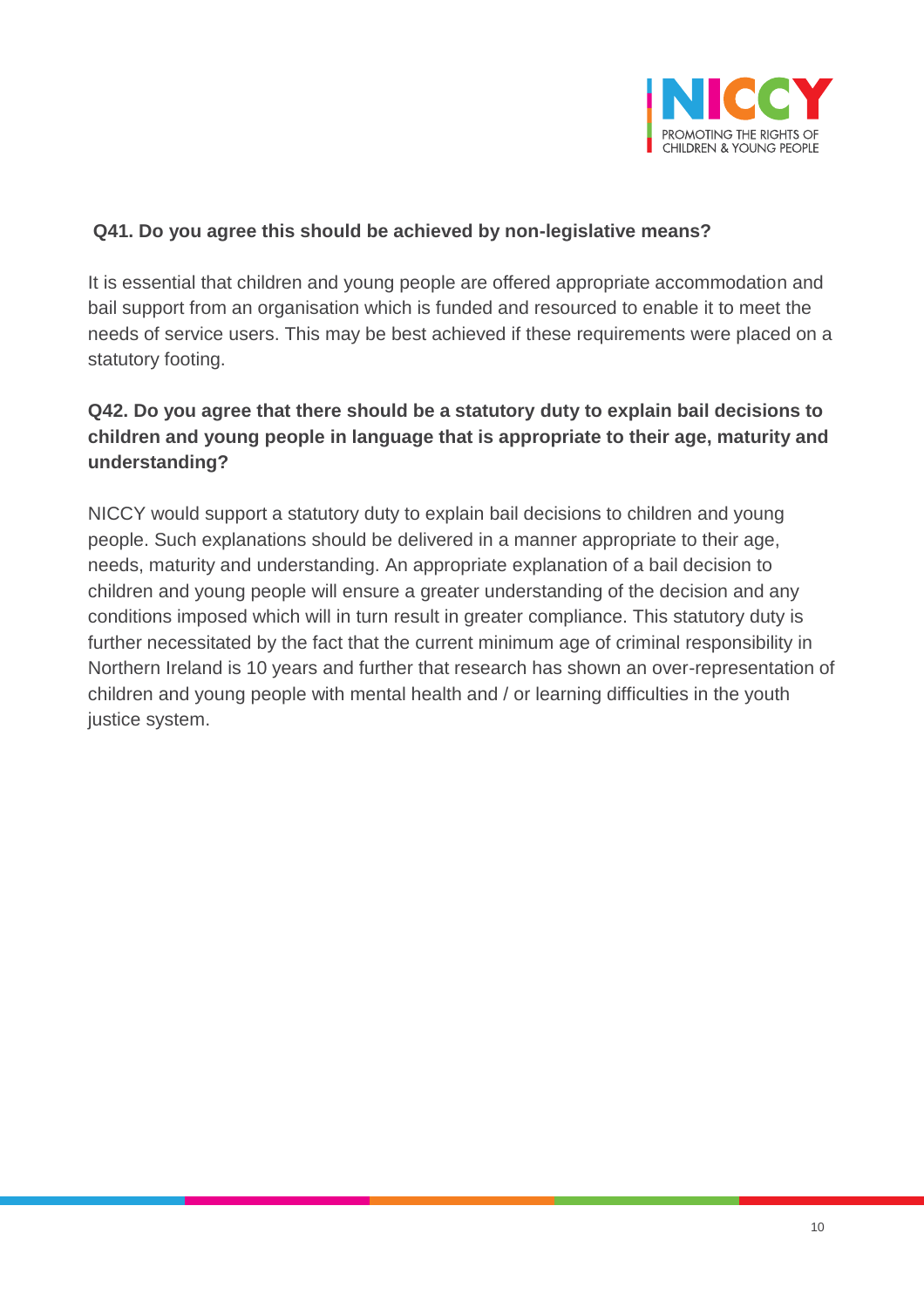**Q41. Do you agree this should be achieved by non-legislative means?**

It is essential that children and young people are offered appropriate accommodation and bail support from an organisation which is funded and resourced to enable it to meet the needs of service users. This may be best achieved if these requirements were placed on a statutory footing.

**Q42. Do you agree that there should be a statutory duty to explain bail decisions to children and young people in language that is appropriate to their age, maturity and understanding?**

NICCY would support a statutory duty to explain bail decisions to children and young people. Such explanations should be delivered in a manner appropriate to their age, needs, maturity and understanding. An appropriate explanation of a bail decision to children and young people will ensure a greater understanding of the decision and any conditions imposed which will in turn result in greater compliance. This statutory duty is further necessitated by the fact that the current minimum age of criminal responsibility in Northern Ireland is 10 years and further that research has shown an over-representation of children and young people with mental health and / or learning difficulties in the youth justice system.